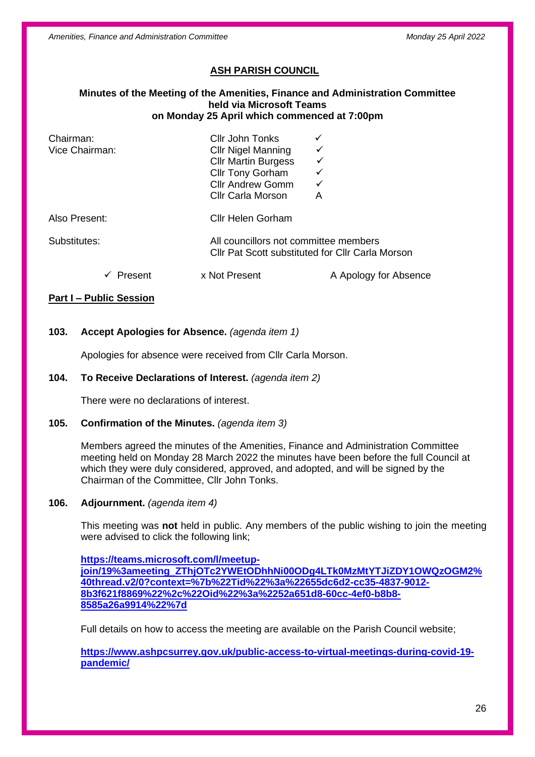## ASH PARISH COUNCIL

**Minutes of the Meeting of the Amenities, Finance and Administration Committee held via Microsoft Teams on Monday 25 April which commenced at 7:00pm**

| | | |
|---|---|---|
| Chairman: | Cllr John Tonks | ✓ |
| Vice Chairman: | Cllr Nigel Manning | ✓ |
| | Cllr Martin Burgess | ✓ |
| | Cllr Tony Gorham | ✓ |
| | Cllr Andrew Gomm | ✓ |
| | Cllr Carla Morson | A |
| Also Present: | Cllr Helen Gorham | |
| Substitutes: | All councillors not committee members<br>Cllr Pat Scott substituted for Cllr Carla Morson | |

✓ Present      x Not Present      A Apology for Absence

**Part I – Public Session**

**103. Accept Apologies for Absence.** *(agenda item 1)*

Apologies for absence were received from Cllr Carla Morson.

**104. To Receive Declarations of Interest.** *(agenda item 2)*

There were no declarations of interest.

**105. Confirmation of the Minutes.** *(agenda item 3)*

Members agreed the minutes of the Amenities, Finance and Administration Committee meeting held on Monday 28 March 2022 the minutes have been before the full Council at which they were duly considered, approved, and adopted, and will be signed by the Chairman of the Committee, Cllr John Tonks.

**106. Adjournment.** *(agenda item 4)*

This meeting was **not** held in public. Any members of the public wishing to join the meeting were advised to click the following link;

**https://teams.microsoft.com/l/meetup-join/19%3ameeting_ZThjOTc2YWEtODhhNi00ODg4LTk0MzMtYTJiZDY1OWQzOGM2%40thread.v2/0?context=%7b%22Tid%22%3a%22655dc6d2-cc35-4837-9012-8b3f621f8869%22%2c%22Oid%22%3a%2252a651d8-60cc-4ef0-b8b8-8585a26a9914%22%7d**

Full details on how to access the meeting are available on the Parish Council website;

**https://www.ashpcsurrey.gov.uk/public-access-to-virtual-meetings-during-covid-19-pandemic/**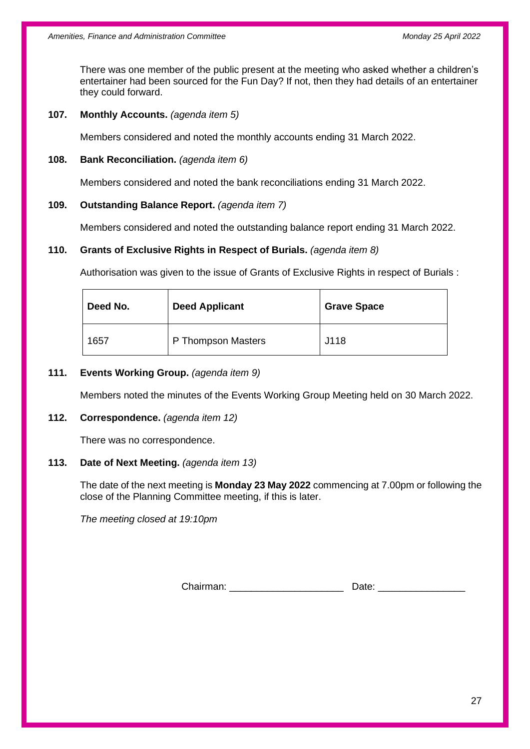There was one member of the public present at the meeting who asked whether a children's entertainer had been sourced for the Fun Day? If not, then they had details of an entertainer they could forward.

**107. Monthly Accounts.** *(agenda item 5)*

Members considered and noted the monthly accounts ending 31 March 2022.

**108. Bank Reconciliation.** *(agenda item 6)*

Members considered and noted the bank reconciliations ending 31 March 2022.

**109. Outstanding Balance Report.** *(agenda item 7)*

Members considered and noted the outstanding balance report ending 31 March 2022.

**110. Grants of Exclusive Rights in Respect of Burials.** *(agenda item 8)*

Authorisation was given to the issue of Grants of Exclusive Rights in respect of Burials :

| Deed No. | Deed Applicant | Grave Space |
|---|---|---|
| 1657 | P Thompson Masters | J118 |

**111. Events Working Group.** *(agenda item 9)*

Members noted the minutes of the Events Working Group Meeting held on 30 March 2022.

**112. Correspondence.** *(agenda item 12)*

There was no correspondence.

**113. Date of Next Meeting.** *(agenda item 13)*

The date of the next meeting is **Monday 23 May 2022** commencing at 7.00pm or following the close of the Planning Committee meeting, if this is later.

*The meeting closed at 19:10pm*

Chairman: ____________________ Date: _______________